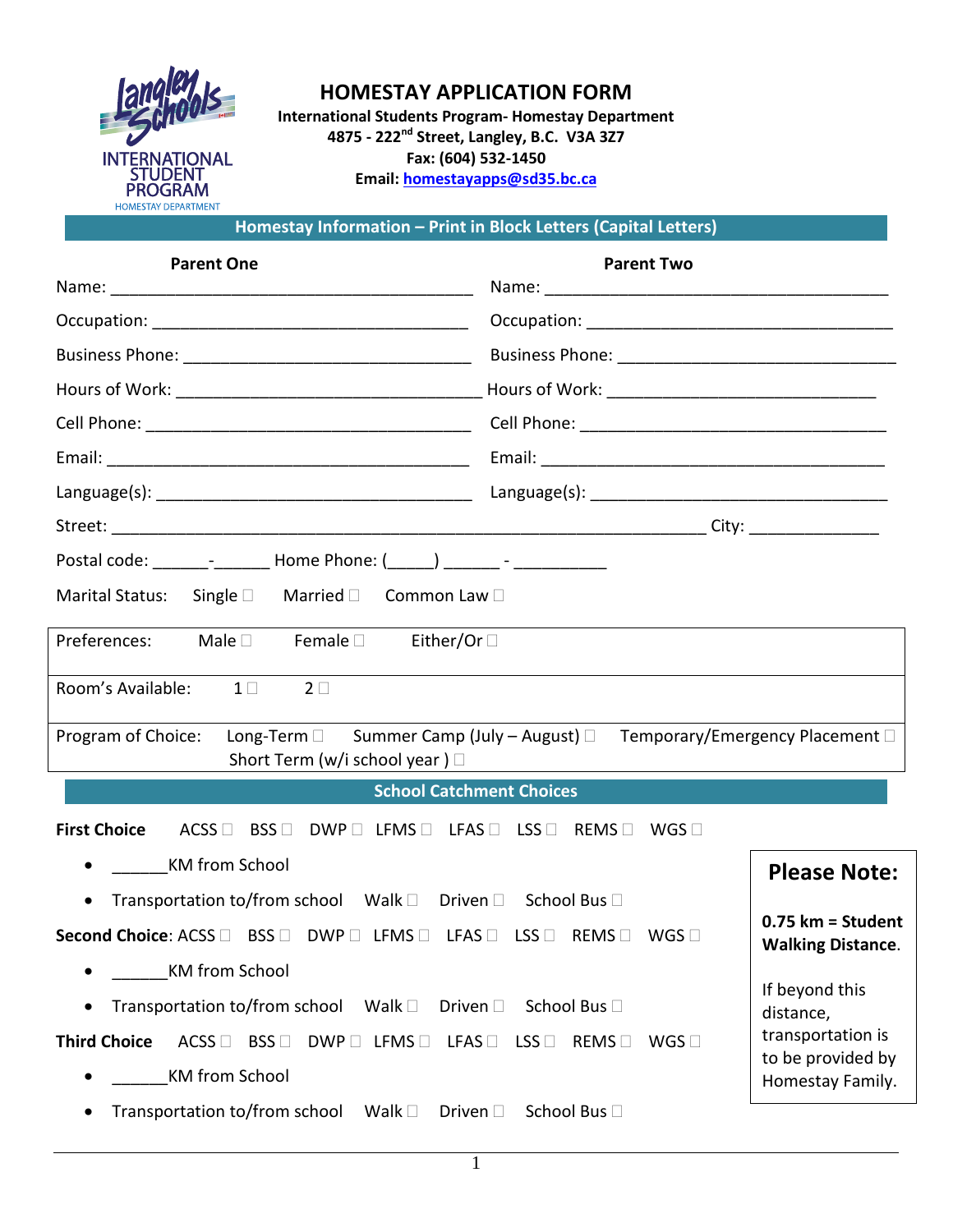# HOMESTAY APPLICATION FORM

**International Students Program- Homestay Department**
**4875 - 222nd Street, Langley, B.C. V3A 3Z7**
**Fax: (604) 532-1450**
**Email: homestayapps@sd35.bc.ca**

## Homestay Information – Print in Block Letters (Capital Letters)

| Parent One | Parent Two |
|---|---|
| Name: ______________________________ | Name: ______________________________ |
| Occupation: ______________________________ | Occupation: ______________________________ |
| Business Phone: ______________________________ | Business Phone: ______________________________ |
| Hours of Work: ______________________________ | Hours of Work: ______________________________ |
| Cell Phone: ______________________________ | Cell Phone: ______________________________ |
| Email: ______________________________ | Email: ______________________________ |
| Language(s): ______________________________ | Language(s): ______________________________ |

Street: ______________________________________________________________ City: ______________

Postal code: ______-______ Home Phone: (_____) ______ - __________

Marital Status: Single ☐ Married ☐ Common Law ☐

Preferences: Male ☐ Female ☐ Either/Or ☐

Room's Available: 1 ☐ 2 ☐

Program of Choice: Long-Term ☐ Summer Camp (July – August) ☐ Temporary/Emergency Placement ☐ Short Term (w/i school year ) ☐

## School Catchment Choices

**First Choice** ACSS ☐ BSS ☐ DWP ☐ LFMS ☐ LFAS ☐ LSS ☐ REMS ☐ WGS ☐

- ______KM from School
- Transportation to/from school Walk ☐ Driven ☐ School Bus ☐

**Second Choice**: ACSS ☐ BSS ☐ DWP ☐ LFMS ☐ LFAS ☐ LSS ☐ REMS ☐ WGS ☐

- ______KM from School
- Transportation to/from school Walk ☐ Driven ☐ School Bus ☐

**Third Choice** ACSS ☐ BSS ☐ DWP ☐ LFMS ☐ LFAS ☐ LSS ☐ REMS ☐ WGS ☐

- ______KM from School
- Transportation to/from school Walk ☐ Driven ☐ School Bus ☐

**Please Note:**

**0.75 km = Student Walking Distance.**

If beyond this distance, transportation is to be provided by Homestay Family.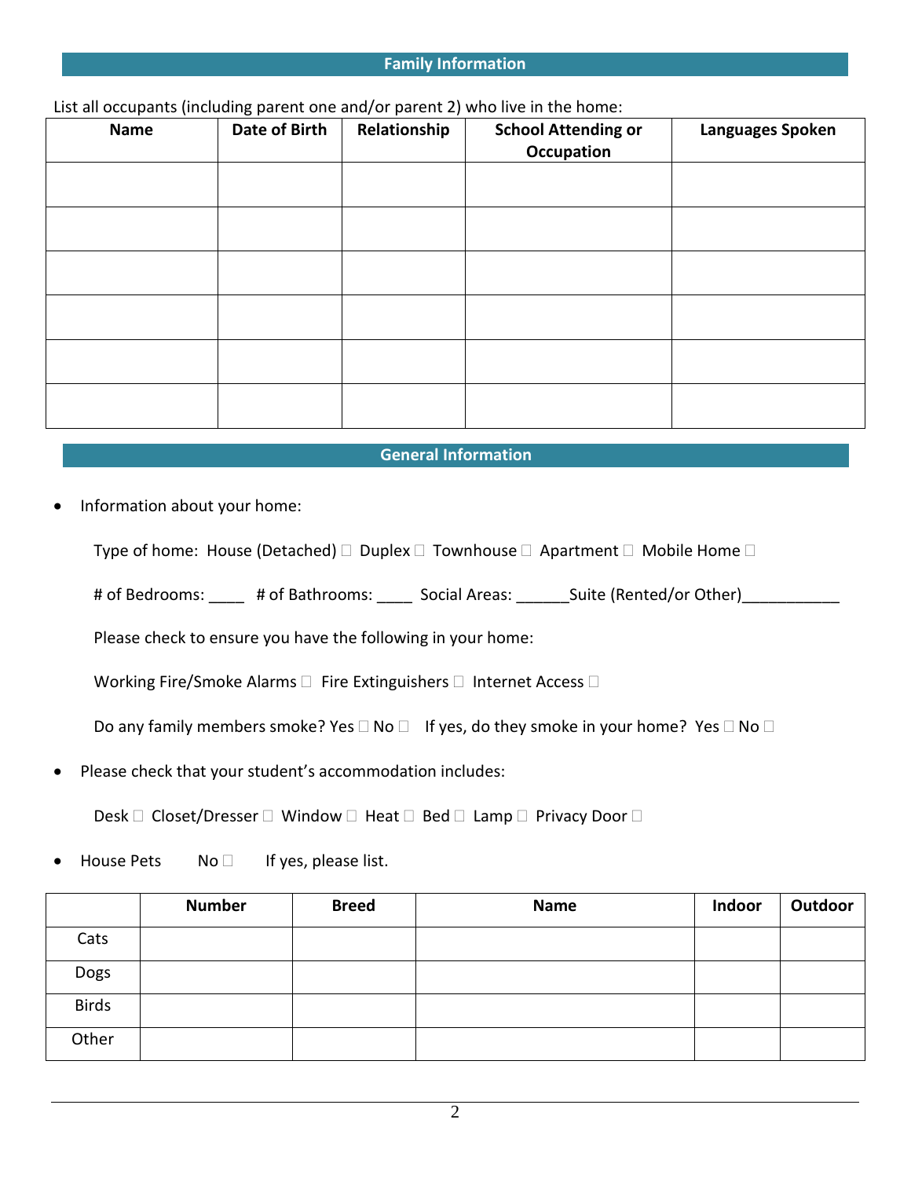## Family Information

List all occupants (including parent one and/or parent 2) who live in the home:

| Name | Date of Birth | Relationship | School Attending or Occupation | Languages Spoken |
|---|---|---|---|---|
| | | | | |
| | | | | |
| | | | | |
| | | | | |
| | | | | |
| | | | | |

## General Information

- Information about your home:

  Type of home: House (Detached) ☐ Duplex ☐ Townhouse ☐ Apartment ☐ Mobile Home ☐

  # of Bedrooms: ____ # of Bathrooms: ____ Social Areas: ______Suite (Rented/or Other)___________

  Please check to ensure you have the following in your home:

  Working Fire/Smoke Alarms ☐ Fire Extinguishers ☐ Internet Access ☐

  Do any family members smoke? Yes ☐ No ☐ If yes, do they smoke in your home? Yes ☐ No ☐

- Please check that your student's accommodation includes:

  Desk ☐ Closet/Dresser ☐ Window ☐ Heat ☐ Bed ☐ Lamp ☐ Privacy Door ☐

- House Pets No ☐ If yes, please list.

| | Number | Breed | Name | Indoor | Outdoor |
|---|---|---|---|---|---|
| Cats | | | | | |
| Dogs | | | | | |
| Birds | | | | | |
| Other | | | | | |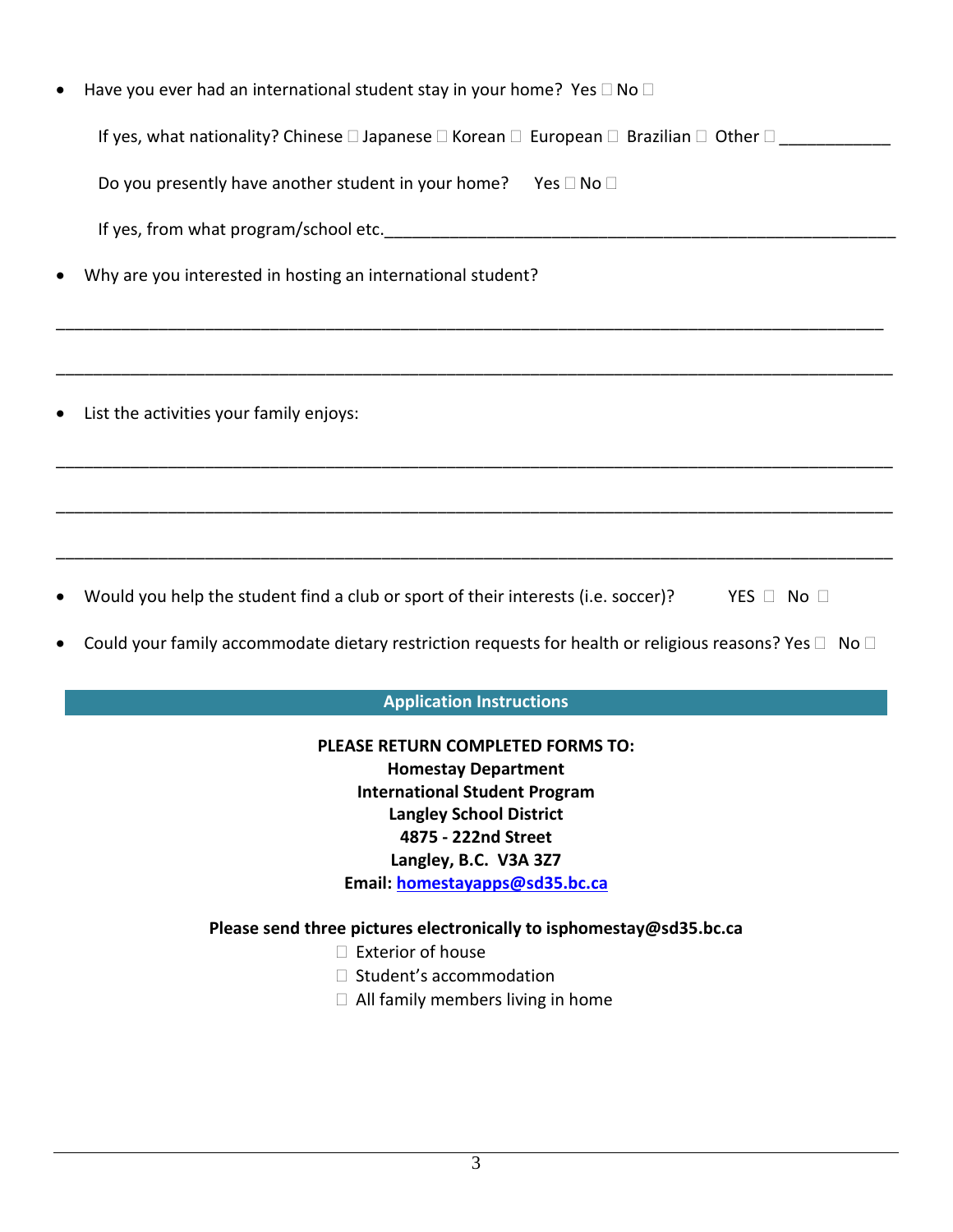- Have you ever had an international student stay in your home? Yes ☐ No ☐

  If yes, what nationality? Chinese ☐ Japanese ☐ Korean ☐ European ☐ Brazilian ☐ Other ☐ ____________

  Do you presently have another student in your home? Yes ☐ No ☐

  If yes, from what program/school etc.________________________________________________________

- Why are you interested in hosting an international student?

_____________________________________________________________________________________________

_____________________________________________________________________________________________

- List the activities your family enjoys:

_____________________________________________________________________________________________

_____________________________________________________________________________________________

_____________________________________________________________________________________________

- Would you help the student find a club or sport of their interests (i.e. soccer)? YES ☐ No ☐
- Could your family accommodate dietary restriction requests for health or religious reasons? Yes ☐ No ☐

## Application Instructions

**PLEASE RETURN COMPLETED FORMS TO:**
**Homestay Department**
**International Student Program**
**Langley School District**
**4875 - 222nd Street**
**Langley, B.C. V3A 3Z7**
**Email: homestayapps@sd35.bc.ca**

**Please send three pictures electronically to isphomestay@sd35.bc.ca**

☐ Exterior of house
☐ Student's accommodation
☐ All family members living in home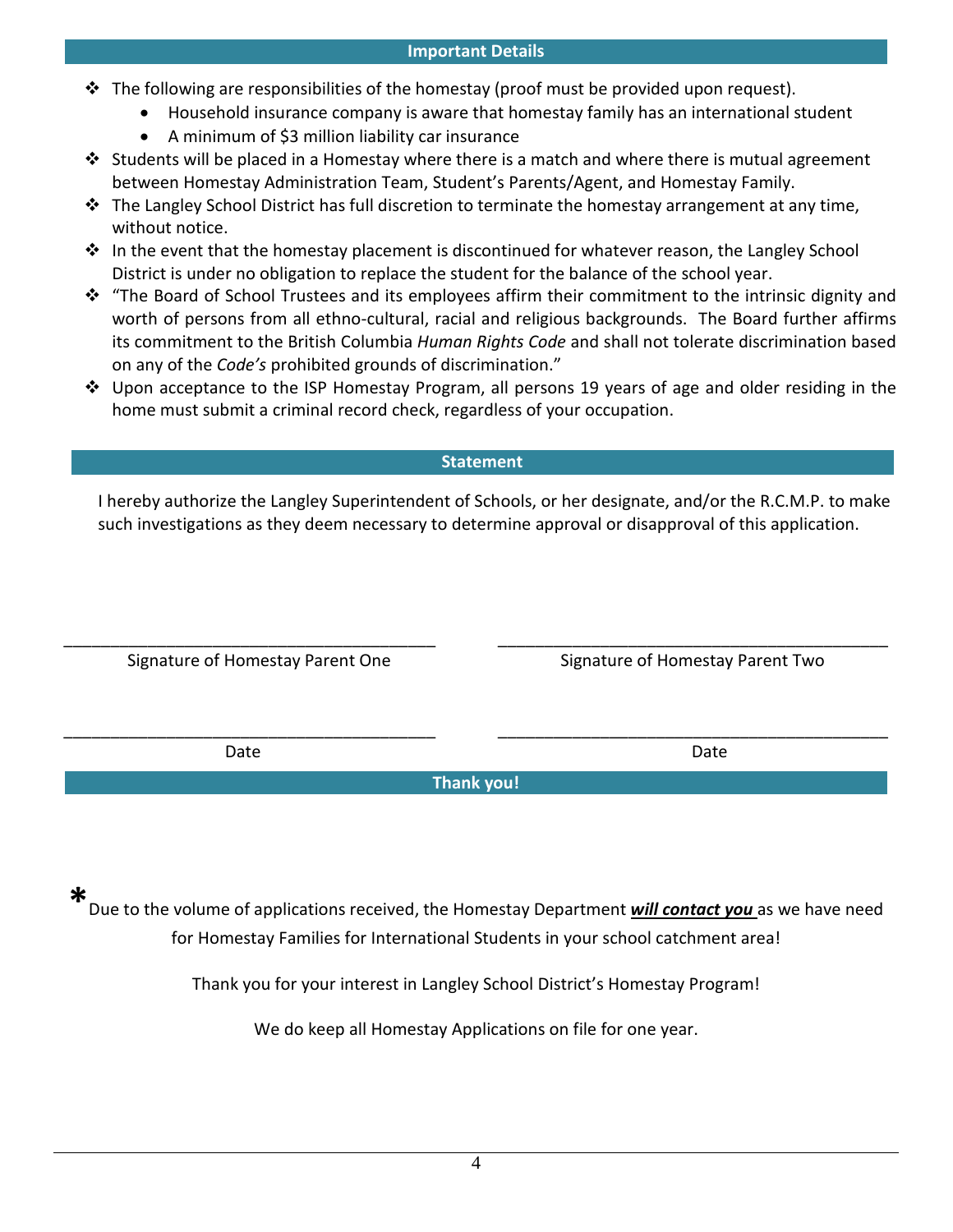## Important Details

- The following are responsibilities of the homestay (proof must be provided upon request).
  - Household insurance company is aware that homestay family has an international student
  - A minimum of $3 million liability car insurance
- Students will be placed in a Homestay where there is a match and where there is mutual agreement between Homestay Administration Team, Student's Parents/Agent, and Homestay Family.
- The Langley School District has full discretion to terminate the homestay arrangement at any time, without notice.
- In the event that the homestay placement is discontinued for whatever reason, the Langley School District is under no obligation to replace the student for the balance of the school year.
- "The Board of School Trustees and its employees affirm their commitment to the intrinsic dignity and worth of persons from all ethno-cultural, racial and religious backgrounds. The Board further affirms its commitment to the British Columbia *Human Rights Code* and shall not tolerate discrimination based on any of the *Code's* prohibited grounds of discrimination."
- Upon acceptance to the ISP Homestay Program, all persons 19 years of age and older residing in the home must submit a criminal record check, regardless of your occupation.

## Statement

I hereby authorize the Langley Superintendent of Schools, or her designate, and/or the R.C.M.P. to make such investigations as they deem necessary to determine approval or disapproval of this application.

\_\_\_\_\_\_\_\_\_\_\_\_\_\_\_\_\_\_\_\_\_\_\_\_\_\_\_\_\_\_\_\_\_\_\_\_\_\_\_\_
Signature of Homestay Parent One

\_\_\_\_\_\_\_\_\_\_\_\_\_\_\_\_\_\_\_\_\_\_\_\_\_\_\_\_\_\_\_\_\_\_\_\_\_\_\_\_
Signature of Homestay Parent Two

\_\_\_\_\_\_\_\_\_\_\_\_\_\_\_\_\_\_\_\_\_\_\_\_\_\_\_\_\_\_\_\_\_\_\_\_\_\_\_\_
Date

\_\_\_\_\_\_\_\_\_\_\_\_\_\_\_\_\_\_\_\_\_\_\_\_\_\_\_\_\_\_\_\_\_\_\_\_\_\_\_\_
Date

## Thank you!

*Due to the volume of applications received, the Homestay Department ***will contact you*** as we have need for Homestay Families for International Students in your school catchment area!

Thank you for your interest in Langley School District's Homestay Program!

We do keep all Homestay Applications on file for one year.